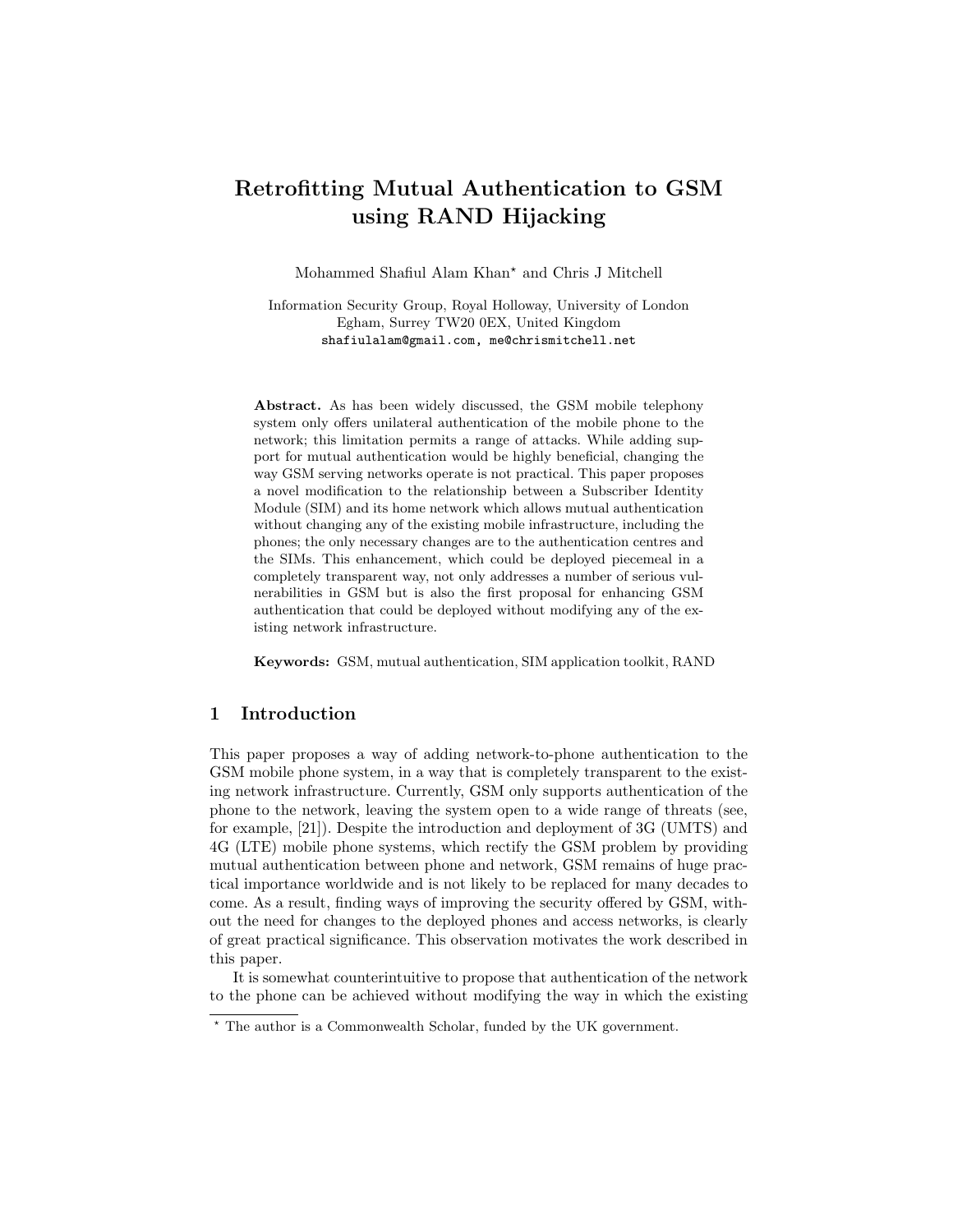# Retrofitting Mutual Authentication to GSM using RAND Hijacking

Mohammed Shafiul Alam Khan* and Chris J Mitchell

Information Security Group, Royal Holloway, University of London
Egham, Surrey TW20 0EX, United Kingdom
shafiulalam@gmail.com, me@chrismitchell.net

**Abstract.** As has been widely discussed, the GSM mobile telephony system only offers unilateral authentication of the mobile phone to the network; this limitation permits a range of attacks. While adding support for mutual authentication would be highly beneficial, changing the way GSM serving networks operate is not practical. This paper proposes a novel modification to the relationship between a Subscriber Identity Module (SIM) and its home network which allows mutual authentication without changing any of the existing mobile infrastructure, including the phones; the only necessary changes are to the authentication centres and the SIMs. This enhancement, which could be deployed piecemeal in a completely transparent way, not only addresses a number of serious vulnerabilities in GSM but is also the first proposal for enhancing GSM authentication that could be deployed without modifying any of the existing network infrastructure.

**Keywords:** GSM, mutual authentication, SIM application toolkit, RAND

## 1 Introduction

This paper proposes a way of adding network-to-phone authentication to the GSM mobile phone system, in a way that is completely transparent to the existing network infrastructure. Currently, GSM only supports authentication of the phone to the network, leaving the system open to a wide range of threats (see, for example, [21]). Despite the introduction and deployment of 3G (UMTS) and 4G (LTE) mobile phone systems, which rectify the GSM problem by providing mutual authentication between phone and network, GSM remains of huge practical importance worldwide and is not likely to be replaced for many decades to come. As a result, finding ways of improving the security offered by GSM, without the need for changes to the deployed phones and access networks, is clearly of great practical significance. This observation motivates the work described in this paper.

It is somewhat counterintuitive to propose that authentication of the network to the phone can be achieved without modifying the way in which the existing

---

* The author is a Commonwealth Scholar, funded by the UK government.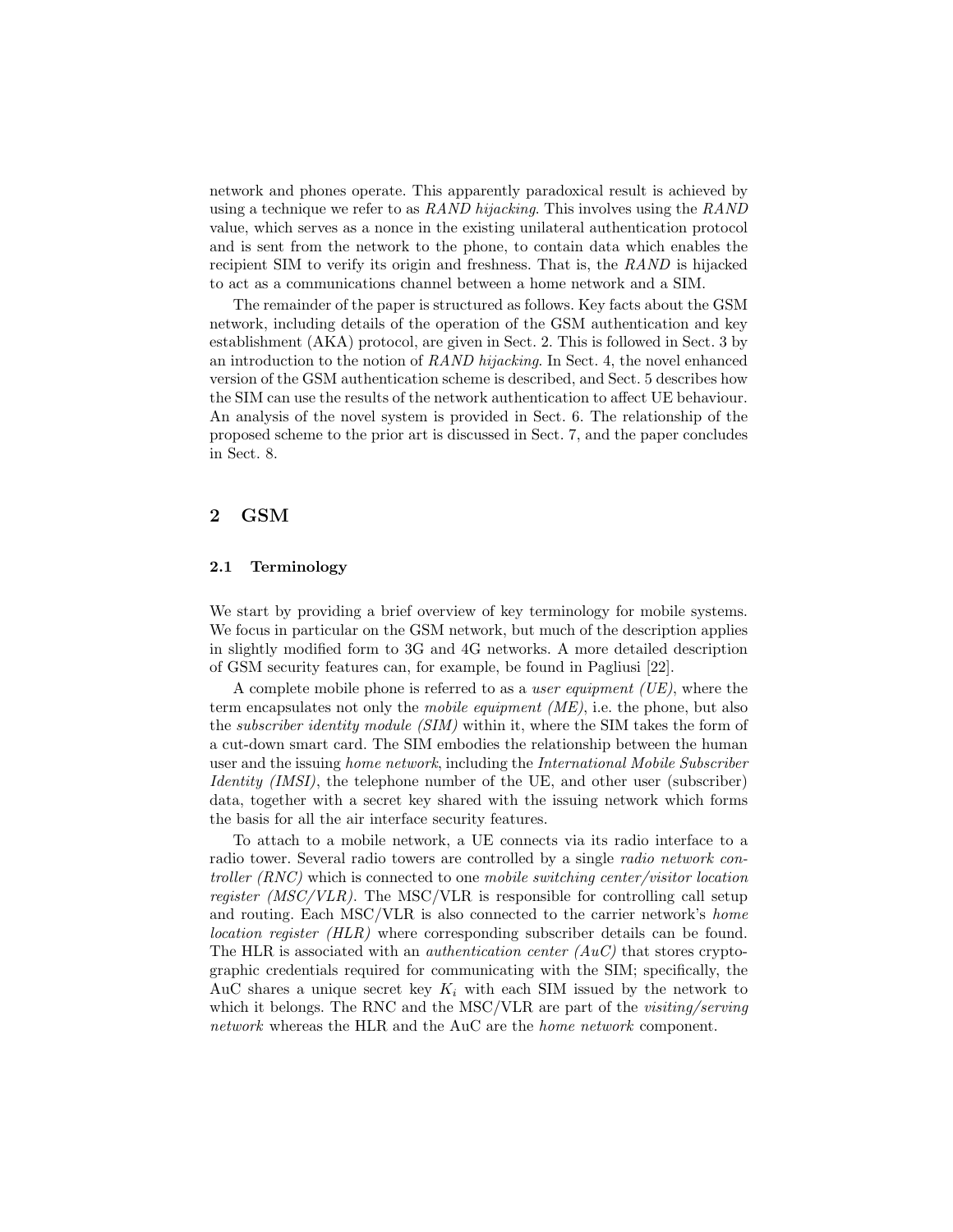network and phones operate. This apparently paradoxical result is achieved by using a technique we refer to as *RAND hijacking*. This involves using the *RAND* value, which serves as a nonce in the existing unilateral authentication protocol and is sent from the network to the phone, to contain data which enables the recipient SIM to verify its origin and freshness. That is, the *RAND* is hijacked to act as a communications channel between a home network and a SIM.

The remainder of the paper is structured as follows. Key facts about the GSM network, including details of the operation of the GSM authentication and key establishment (AKA) protocol, are given in Sect. 2. This is followed in Sect. 3 by an introduction to the notion of *RAND hijacking*. In Sect. 4, the novel enhanced version of the GSM authentication scheme is described, and Sect. 5 describes how the SIM can use the results of the network authentication to affect UE behaviour. An analysis of the novel system is provided in Sect. 6. The relationship of the proposed scheme to the prior art is discussed in Sect. 7, and the paper concludes in Sect. 8.

## 2 GSM

### 2.1 Terminology

We start by providing a brief overview of key terminology for mobile systems. We focus in particular on the GSM network, but much of the description applies in slightly modified form to 3G and 4G networks. A more detailed description of GSM security features can, for example, be found in Pagliusi [22].

A complete mobile phone is referred to as a *user equipment (UE)*, where the term encapsulates not only the *mobile equipment (ME)*, i.e. the phone, but also the *subscriber identity module (SIM)* within it, where the SIM takes the form of a cut-down smart card. The SIM embodies the relationship between the human user and the issuing *home network*, including the *International Mobile Subscriber Identity (IMSI)*, the telephone number of the UE, and other user (subscriber) data, together with a secret key shared with the issuing network which forms the basis for all the air interface security features.

To attach to a mobile network, a UE connects via its radio interface to a radio tower. Several radio towers are controlled by a single *radio network controller (RNC)* which is connected to one *mobile switching center/visitor location register (MSC/VLR)*. The MSC/VLR is responsible for controlling call setup and routing. Each MSC/VLR is also connected to the carrier network's *home location register (HLR)* where corresponding subscriber details can be found. The HLR is associated with an *authentication center (AuC)* that stores cryptographic credentials required for communicating with the SIM; specifically, the AuC shares a unique secret key $K_i$ with each SIM issued by the network to which it belongs. The RNC and the MSC/VLR are part of the *visiting/serving network* whereas the HLR and the AuC are the *home network* component.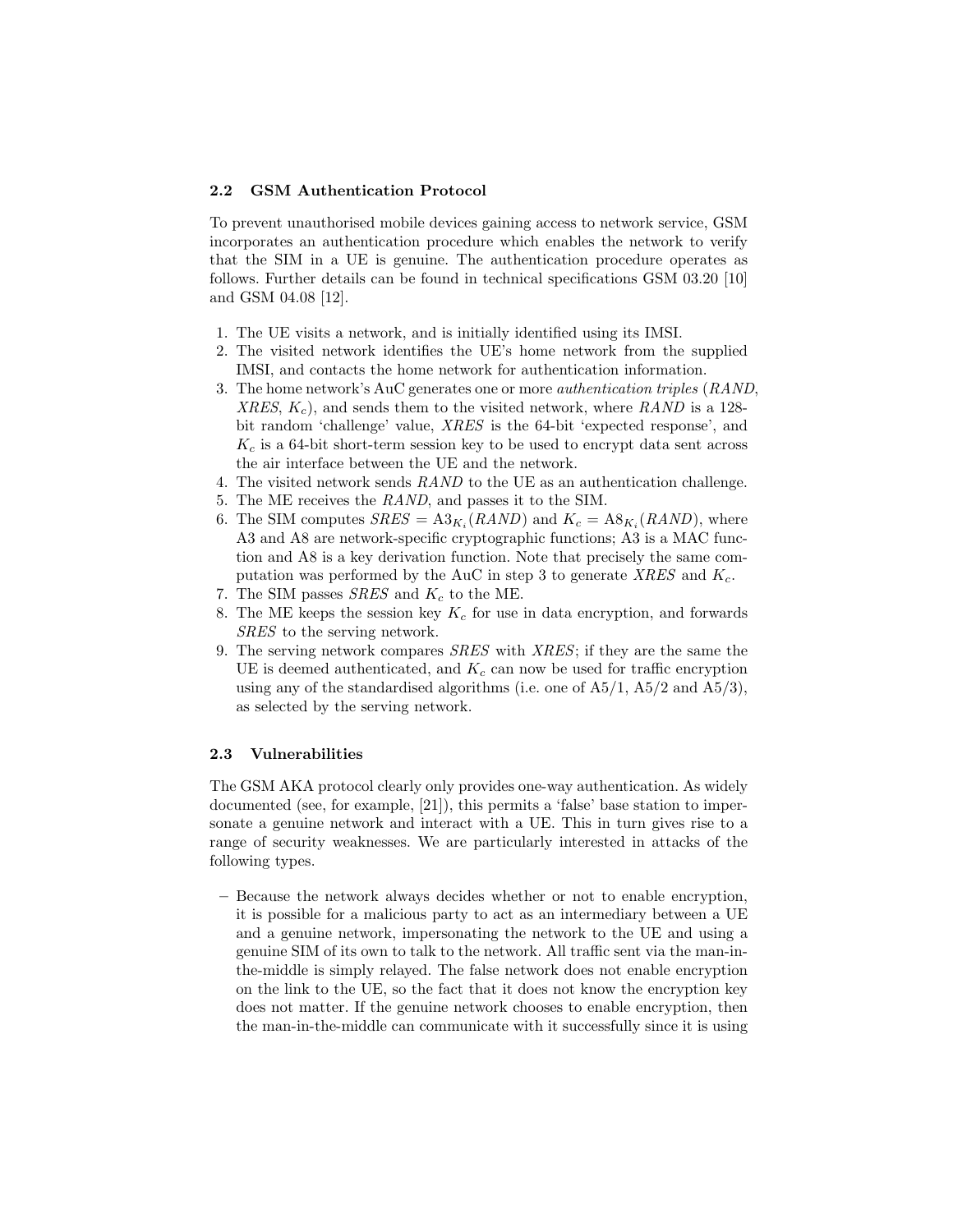### 2.2 GSM Authentication Protocol

To prevent unauthorised mobile devices gaining access to network service, GSM incorporates an authentication procedure which enables the network to verify that the SIM in a UE is genuine. The authentication procedure operates as follows. Further details can be found in technical specifications GSM 03.20 [10] and GSM 04.08 [12].

1. The UE visits a network, and is initially identified using its IMSI.
2. The visited network identifies the UE's home network from the supplied IMSI, and contacts the home network for authentication information.
3. The home network's AuC generates one or more *authentication triples* ($RAND$, $XRES$, $K_c$), and sends them to the visited network, where $RAND$ is a 128-bit random 'challenge' value, $XRES$ is the 64-bit 'expected response', and $K_c$ is a 64-bit short-term session key to be used to encrypt data sent across the air interface between the UE and the network.
4. The visited network sends $RAND$ to the UE as an authentication challenge.
5. The ME receives the $RAND$, and passes it to the SIM.
6. The SIM computes $SRES = \mathrm{A3}_{K_i}(RAND)$ and $K_c = \mathrm{A8}_{K_i}(RAND)$, where A3 and A8 are network-specific cryptographic functions; A3 is a MAC function and A8 is a key derivation function. Note that precisely the same computation was performed by the AuC in step 3 to generate $XRES$ and $K_c$.
7. The SIM passes $SRES$ and $K_c$ to the ME.
8. The ME keeps the session key $K_c$ for use in data encryption, and forwards $SRES$ to the serving network.
9. The serving network compares $SRES$ with $XRES$; if they are the same the UE is deemed authenticated, and $K_c$ can now be used for traffic encryption using any of the standardised algorithms (i.e. one of A5/1, A5/2 and A5/3), as selected by the serving network.

### 2.3 Vulnerabilities

The GSM AKA protocol clearly only provides one-way authentication. As widely documented (see, for example, [21]), this permits a 'false' base station to impersonate a genuine network and interact with a UE. This in turn gives rise to a range of security weaknesses. We are particularly interested in attacks of the following types.

- Because the network always decides whether or not to enable encryption, it is possible for a malicious party to act as an intermediary between a UE and a genuine network, impersonating the network to the UE and using a genuine SIM of its own to talk to the network. All traffic sent via the man-in-the-middle is simply relayed. The false network does not enable encryption on the link to the UE, so the fact that it does not know the encryption key does not matter. If the genuine network chooses to enable encryption, then the man-in-the-middle can communicate with it successfully since it is using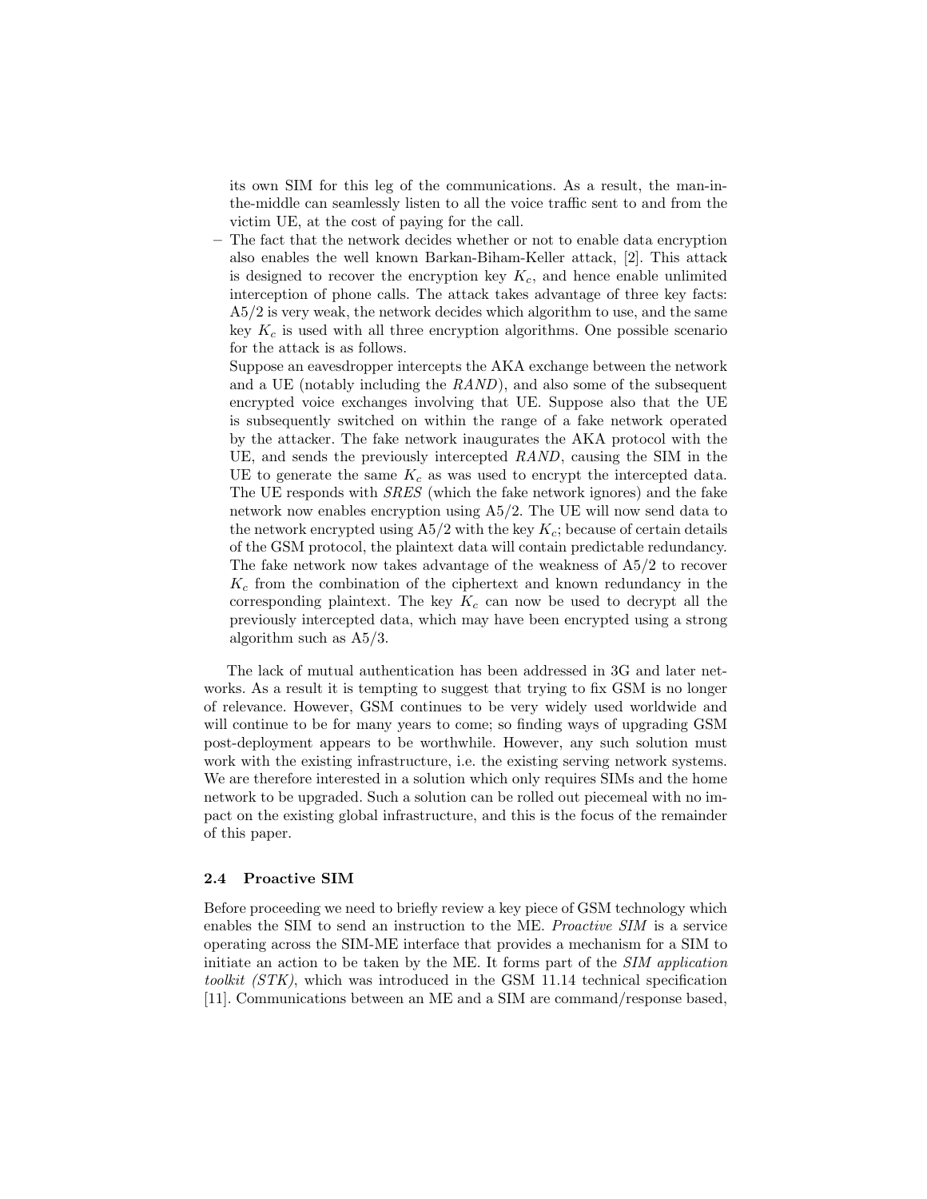its own SIM for this leg of the communications. As a result, the man-in-the-middle can seamlessly listen to all the voice traffic sent to and from the victim UE, at the cost of paying for the call.

– The fact that the network decides whether or not to enable data encryption also enables the well known Barkan-Biham-Keller attack, [2]. This attack is designed to recover the encryption key $K_c$, and hence enable unlimited interception of phone calls. The attack takes advantage of three key facts: A5/2 is very weak, the network decides which algorithm to use, and the same key $K_c$ is used with all three encryption algorithms. One possible scenario for the attack is as follows.

  Suppose an eavesdropper intercepts the AKA exchange between the network and a UE (notably including the *RAND*), and also some of the subsequent encrypted voice exchanges involving that UE. Suppose also that the UE is subsequently switched on within the range of a fake network operated by the attacker. The fake network inaugurates the AKA protocol with the UE, and sends the previously intercepted *RAND*, causing the SIM in the UE to generate the same $K_c$ as was used to encrypt the intercepted data. The UE responds with *SRES* (which the fake network ignores) and the fake network now enables encryption using A5/2. The UE will now send data to the network encrypted using A5/2 with the key $K_c$; because of certain details of the GSM protocol, the plaintext data will contain predictable redundancy. The fake network now takes advantage of the weakness of A5/2 to recover $K_c$ from the combination of the ciphertext and known redundancy in the corresponding plaintext. The key $K_c$ can now be used to decrypt all the previously intercepted data, which may have been encrypted using a strong algorithm such as A5/3.

The lack of mutual authentication has been addressed in 3G and later networks. As a result it is tempting to suggest that trying to fix GSM is no longer of relevance. However, GSM continues to be very widely used worldwide and will continue to be for many years to come; so finding ways of upgrading GSM post-deployment appears to be worthwhile. However, any such solution must work with the existing infrastructure, i.e. the existing serving network systems. We are therefore interested in a solution which only requires SIMs and the home network to be upgraded. Such a solution can be rolled out piecemeal with no impact on the existing global infrastructure, and this is the focus of the remainder of this paper.

### 2.4 Proactive SIM

Before proceeding we need to briefly review a key piece of GSM technology which enables the SIM to send an instruction to the ME. *Proactive SIM* is a service operating across the SIM-ME interface that provides a mechanism for a SIM to initiate an action to be taken by the ME. It forms part of the *SIM application toolkit (STK)*, which was introduced in the GSM 11.14 technical specification [11]. Communications between an ME and a SIM are command/response based,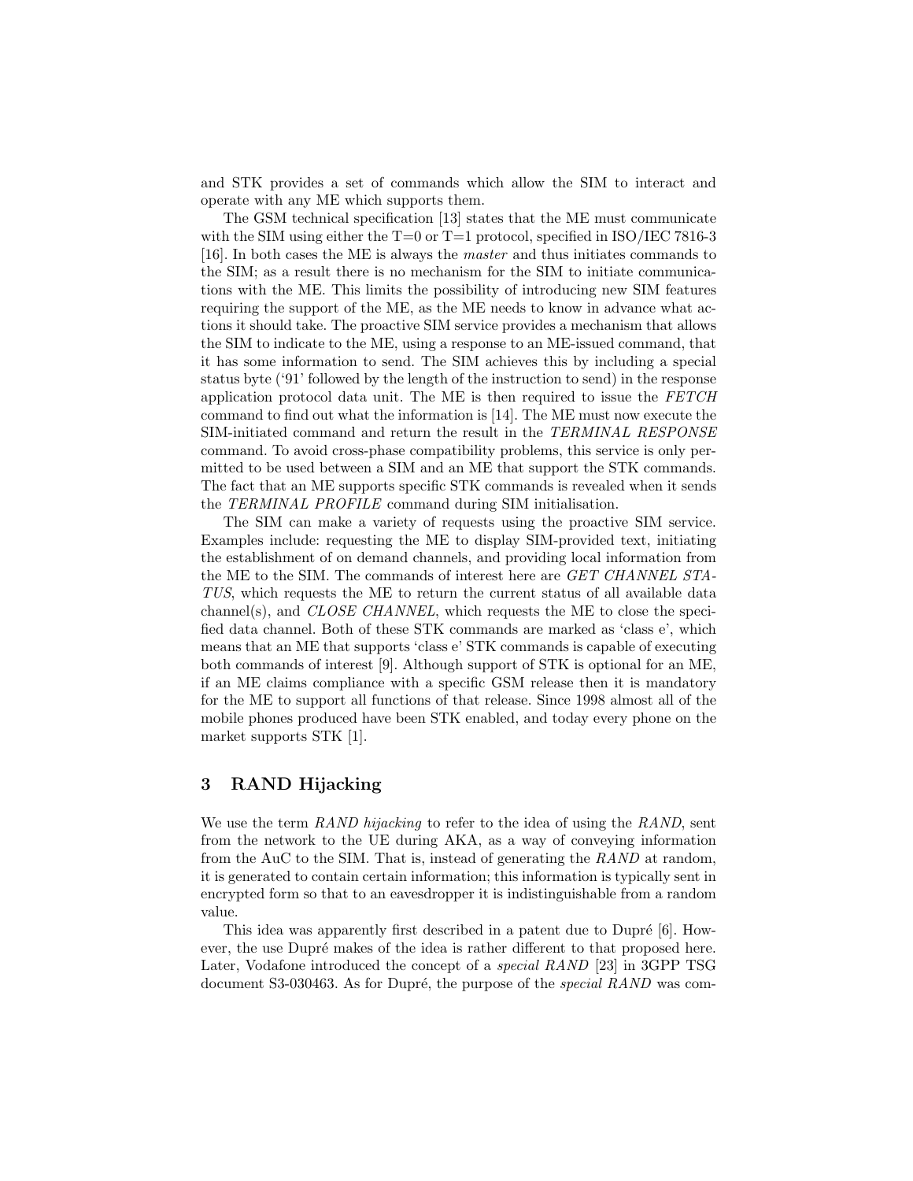and STK provides a set of commands which allow the SIM to interact and operate with any ME which supports them.

The GSM technical specification [13] states that the ME must communicate with the SIM using either the T=0 or T=1 protocol, specified in ISO/IEC 7816-3 [16]. In both cases the ME is always the *master* and thus initiates commands to the SIM; as a result there is no mechanism for the SIM to initiate communications with the ME. This limits the possibility of introducing new SIM features requiring the support of the ME, as the ME needs to know in advance what actions it should take. The proactive SIM service provides a mechanism that allows the SIM to indicate to the ME, using a response to an ME-issued command, that it has some information to send. The SIM achieves this by including a special status byte ('91' followed by the length of the instruction to send) in the response application protocol data unit. The ME is then required to issue the *FETCH* command to find out what the information is [14]. The ME must now execute the SIM-initiated command and return the result in the *TERMINAL RESPONSE* command. To avoid cross-phase compatibility problems, this service is only permitted to be used between a SIM and an ME that support the STK commands. The fact that an ME supports specific STK commands is revealed when it sends the *TERMINAL PROFILE* command during SIM initialisation.

The SIM can make a variety of requests using the proactive SIM service. Examples include: requesting the ME to display SIM-provided text, initiating the establishment of on demand channels, and providing local information from the ME to the SIM. The commands of interest here are *GET CHANNEL STATUS*, which requests the ME to return the current status of all available data channel(s), and *CLOSE CHANNEL*, which requests the ME to close the specified data channel. Both of these STK commands are marked as 'class e', which means that an ME that supports 'class e' STK commands is capable of executing both commands of interest [9]. Although support of STK is optional for an ME, if an ME claims compliance with a specific GSM release then it is mandatory for the ME to support all functions of that release. Since 1998 almost all of the mobile phones produced have been STK enabled, and today every phone on the market supports STK [1].

## 3 RAND Hijacking

We use the term *RAND hijacking* to refer to the idea of using the *RAND*, sent from the network to the UE during AKA, as a way of conveying information from the AuC to the SIM. That is, instead of generating the *RAND* at random, it is generated to contain certain information; this information is typically sent in encrypted form so that to an eavesdropper it is indistinguishable from a random value.

This idea was apparently first described in a patent due to Dupré [6]. However, the use Dupré makes of the idea is rather different to that proposed here. Later, Vodafone introduced the concept of a *special RAND* [23] in 3GPP TSG document S3-030463. As for Dupré, the purpose of the *special RAND* was com-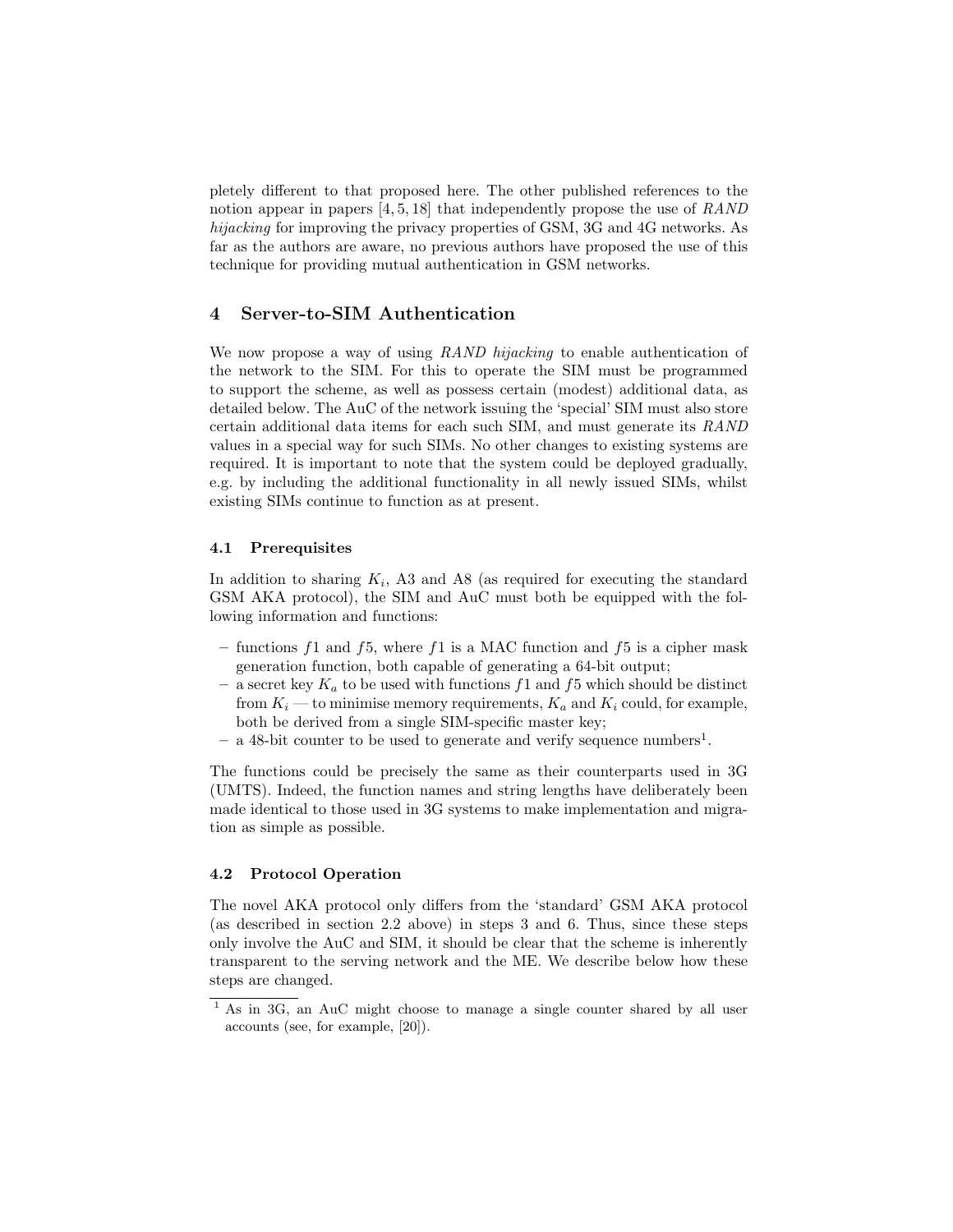pletely different to that proposed here. The other published references to the notion appear in papers [4, 5, 18] that independently propose the use of *RAND hijacking* for improving the privacy properties of GSM, 3G and 4G networks. As far as the authors are aware, no previous authors have proposed the use of this technique for providing mutual authentication in GSM networks.

## 4 Server-to-SIM Authentication

We now propose a way of using *RAND hijacking* to enable authentication of the network to the SIM. For this to operate the SIM must be programmed to support the scheme, as well as possess certain (modest) additional data, as detailed below. The AuC of the network issuing the 'special' SIM must also store certain additional data items for each such SIM, and must generate its *RAND* values in a special way for such SIMs. No other changes to existing systems are required. It is important to note that the system could be deployed gradually, e.g. by including the additional functionality in all newly issued SIMs, whilst existing SIMs continue to function as at present.

### 4.1 Prerequisites

In addition to sharing $K_i$, A3 and A8 (as required for executing the standard GSM AKA protocol), the SIM and AuC must both be equipped with the following information and functions:

- functions $f1$ and $f5$, where $f1$ is a MAC function and $f5$ is a cipher mask generation function, both capable of generating a 64-bit output;
- a secret key $K_a$ to be used with functions $f1$ and $f5$ which should be distinct from $K_i$ — to minimise memory requirements, $K_a$ and $K_i$ could, for example, both be derived from a single SIM-specific master key;
- a 48-bit counter to be used to generate and verify sequence numbers[1].

The functions could be precisely the same as their counterparts used in 3G (UMTS). Indeed, the function names and string lengths have deliberately been made identical to those used in 3G systems to make implementation and migration as simple as possible.

### 4.2 Protocol Operation

The novel AKA protocol only differs from the 'standard' GSM AKA protocol (as described in section 2.2 above) in steps 3 and 6. Thus, since these steps only involve the AuC and SIM, it should be clear that the scheme is inherently transparent to the serving network and the ME. We describe below how these steps are changed.

[1] As in 3G, an AuC might choose to manage a single counter shared by all user accounts (see, for example, [20]).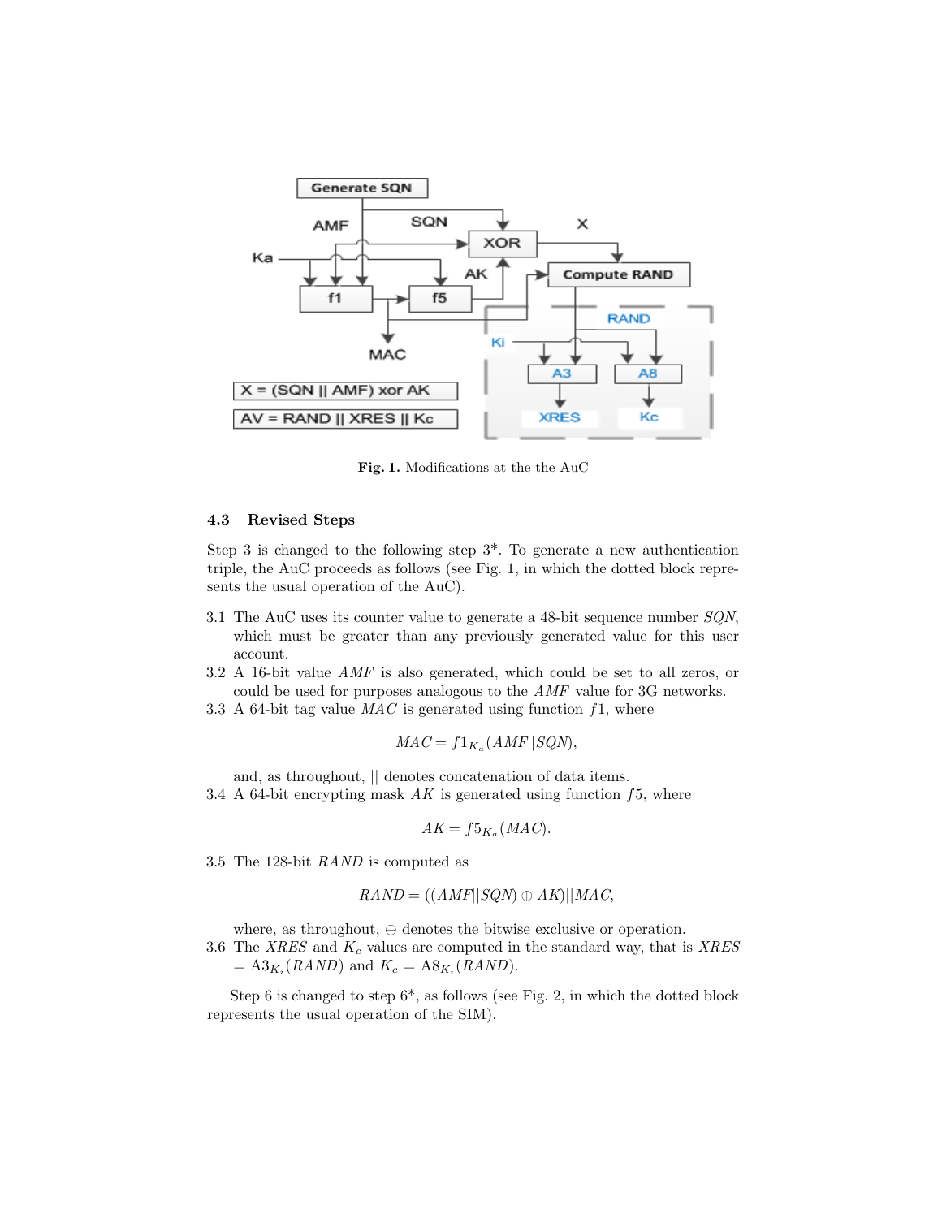Fig. 1. Modifications at the the AuC

### 4.3 Revised Steps

Step 3 is changed to the following step 3*. To generate a new authentication triple, the AuC proceeds as follows (see Fig. 1, in which the dotted block represents the usual operation of the AuC).

3.1 The AuC uses its counter value to generate a 48-bit sequence number $SQN$, which must be greater than any previously generated value for this user account.

3.2 A 16-bit value $AMF$ is also generated, which could be set to all zeros, or could be used for purposes analogous to the $AMF$ value for 3G networks.

3.3 A 64-bit tag value $MAC$ is generated using function $f1$, where

$$MAC = f1_{K_a}(AMF||SQN),$$

and, as throughout, || denotes concatenation of data items.

3.4 A 64-bit encrypting mask $AK$ is generated using function $f5$, where

$$AK = f5_{K_a}(MAC).$$

3.5 The 128-bit $RAND$ is computed as

$$RAND = ((AMF||SQN) \oplus AK)||MAC,$$

where, as throughout, $\oplus$ denotes the bitwise exclusive or operation.

3.6 The $XRES$ and $K_c$ values are computed in the standard way, that is $XRES = \mathrm{A3}_{K_i}(RAND)$ and $K_c = \mathrm{A8}_{K_i}(RAND)$.

Step 6 is changed to step 6*, as follows (see Fig. 2, in which the dotted block represents the usual operation of the SIM).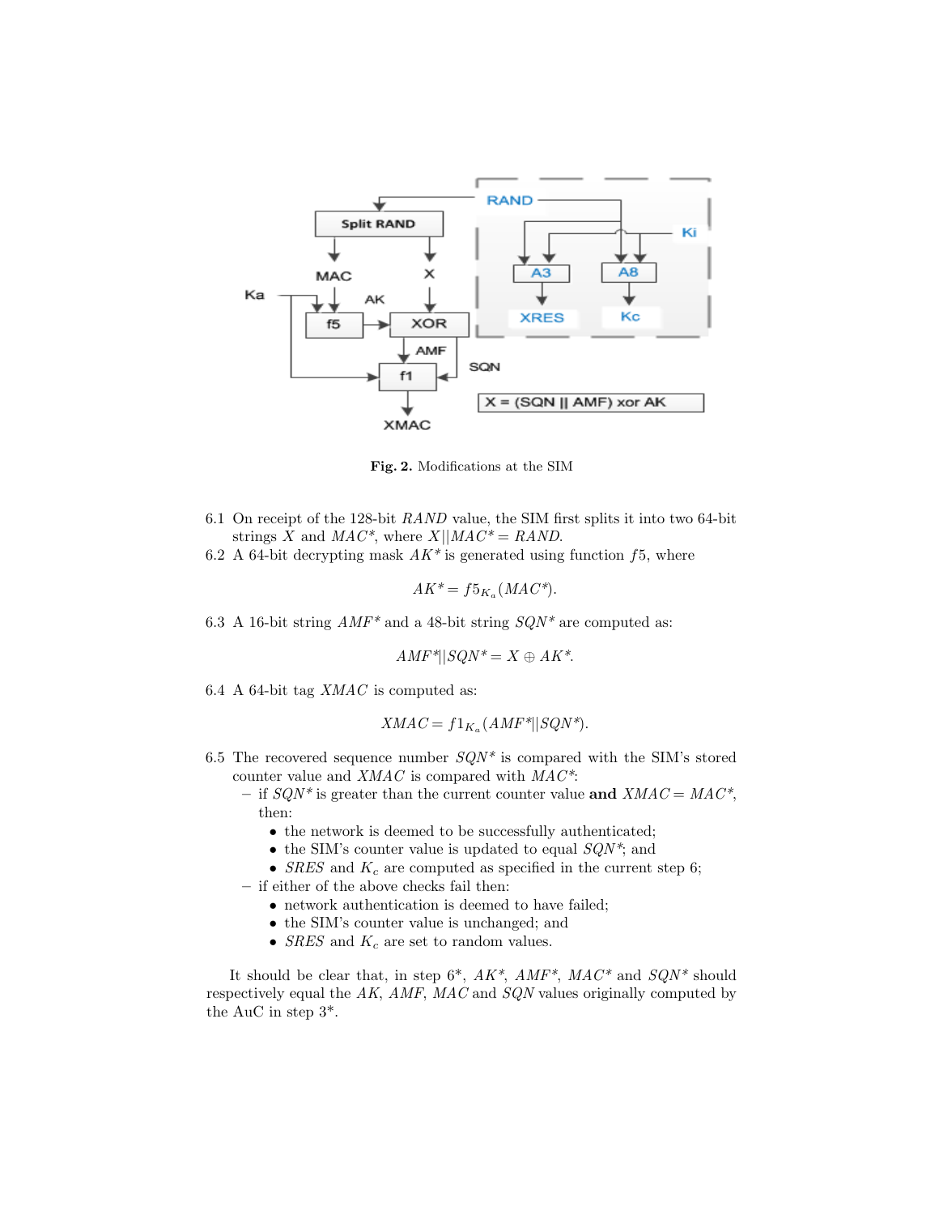**Fig. 2.** Modifications at the SIM

6.1 On receipt of the 128-bit $RAND$ value, the SIM first splits it into two 64-bit strings $X$ and $MAC^*$, where $X||MAC^* = RAND$.

6.2 A 64-bit decrypting mask $AK^*$ is generated using function $f5$, where

$$AK^* = f5_{K_a}(MAC^*).$$

6.3 A 16-bit string $AMF^*$ and a 48-bit string $SQN^*$ are computed as:

$$AMF^*||SQN^* = X \oplus AK^*.$$

6.4 A 64-bit tag $XMAC$ is computed as:

$$XMAC = f1_{K_a}(AMF^*||SQN^*).$$

6.5 The recovered sequence number $SQN^*$ is compared with the SIM's stored counter value and $XMAC$ is compared with $MAC^*$:
   - if $SQN^*$ is greater than the current counter value **and** $XMAC = MAC^*$, then:
     - the network is deemed to be successfully authenticated;
     - the SIM's counter value is updated to equal $SQN^*$; and
     - $SRES$ and $K_c$ are computed as specified in the current step 6;
   - if either of the above checks fail then:
     - network authentication is deemed to have failed;
     - the SIM's counter value is unchanged; and
     - $SRES$ and $K_c$ are set to random values.

It should be clear that, in step 6*, $AK^*$, $AMF^*$, $MAC^*$ and $SQN^*$ should respectively equal the $AK$, $AMF$, $MAC$ and $SQN$ values originally computed by the AuC in step 3*.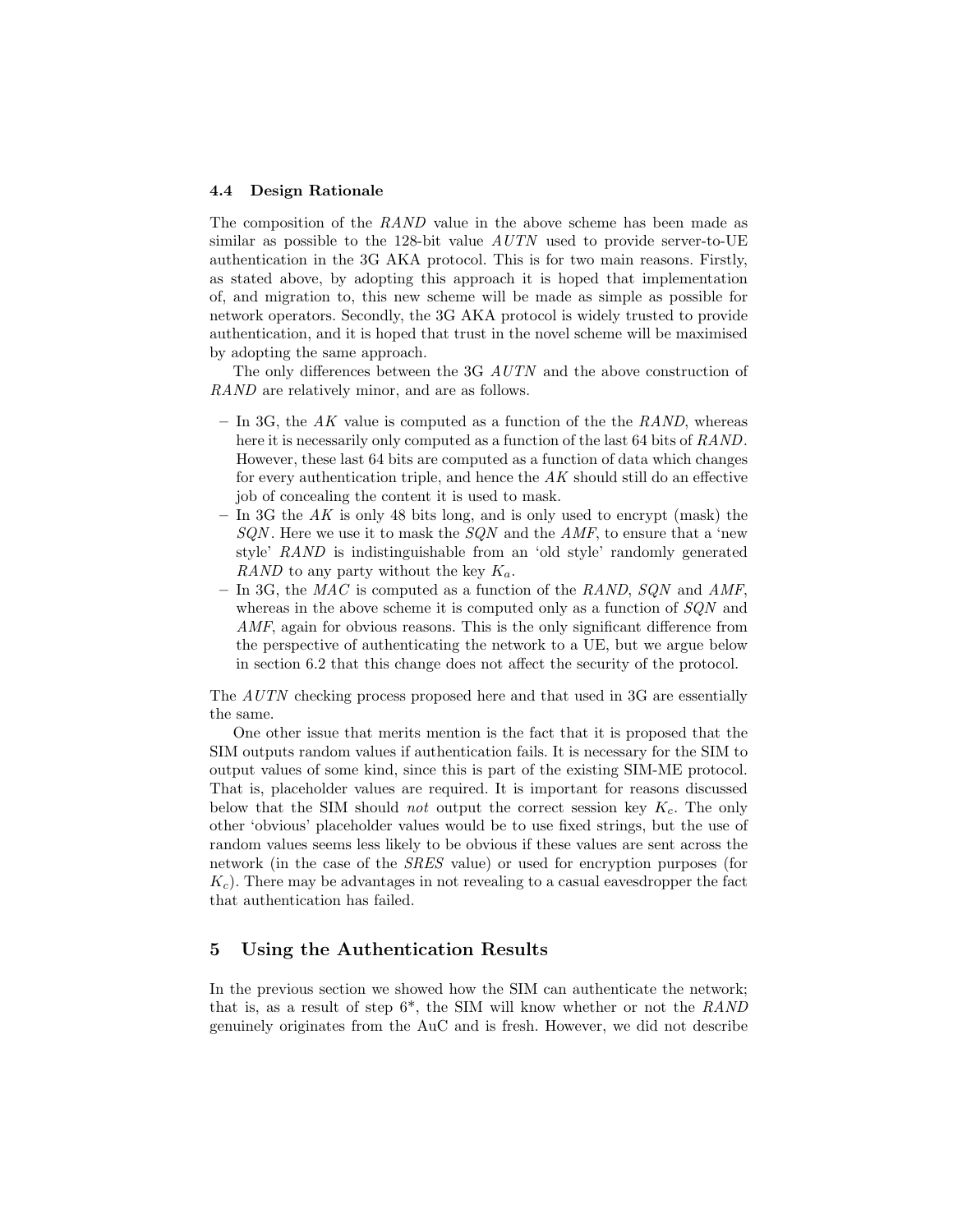### 4.4 Design Rationale

The composition of the *RAND* value in the above scheme has been made as similar as possible to the 128-bit value *AUTN* used to provide server-to-UE authentication in the 3G AKA protocol. This is for two main reasons. Firstly, as stated above, by adopting this approach it is hoped that implementation of, and migration to, this new scheme will be made as simple as possible for network operators. Secondly, the 3G AKA protocol is widely trusted to provide authentication, and it is hoped that trust in the novel scheme will be maximised by adopting the same approach.

The only differences between the 3G *AUTN* and the above construction of *RAND* are relatively minor, and are as follows.

- In 3G, the *AK* value is computed as a function of the the *RAND*, whereas here it is necessarily only computed as a function of the last 64 bits of *RAND*. However, these last 64 bits are computed as a function of data which changes for every authentication triple, and hence the *AK* should still do an effective job of concealing the content it is used to mask.
- In 3G the *AK* is only 48 bits long, and is only used to encrypt (mask) the *SQN*. Here we use it to mask the *SQN* and the *AMF*, to ensure that a 'new style' *RAND* is indistinguishable from an 'old style' randomly generated *RAND* to any party without the key $K_a$.
- In 3G, the *MAC* is computed as a function of the *RAND*, *SQN* and *AMF*, whereas in the above scheme it is computed only as a function of *SQN* and *AMF*, again for obvious reasons. This is the only significant difference from the perspective of authenticating the network to a UE, but we argue below in section 6.2 that this change does not affect the security of the protocol.

The *AUTN* checking process proposed here and that used in 3G are essentially the same.

One other issue that merits mention is the fact that it is proposed that the SIM outputs random values if authentication fails. It is necessary for the SIM to output values of some kind, since this is part of the existing SIM-ME protocol. That is, placeholder values are required. It is important for reasons discussed below that the SIM should *not* output the correct session key $K_c$. The only other 'obvious' placeholder values would be to use fixed strings, but the use of random values seems less likely to be obvious if these values are sent across the network (in the case of the *SRES* value) or used for encryption purposes (for $K_c$). There may be advantages in not revealing to a casual eavesdropper the fact that authentication has failed.

## 5 Using the Authentication Results

In the previous section we showed how the SIM can authenticate the network; that is, as a result of step 6*, the SIM will know whether or not the *RAND* genuinely originates from the AuC and is fresh. However, we did not describe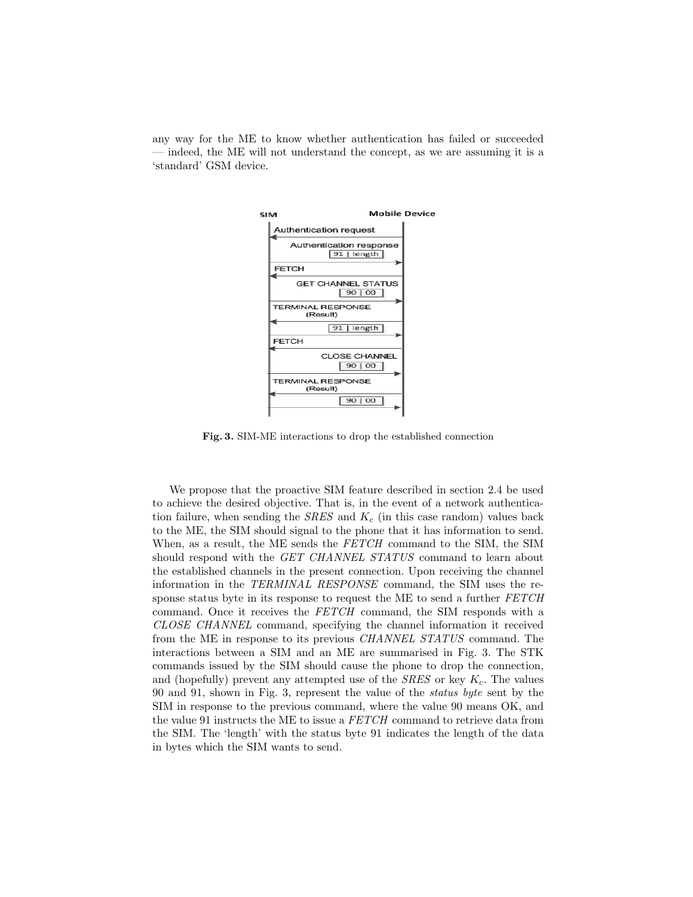any way for the ME to know whether authentication has failed or succeeded — indeed, the ME will not understand the concept, as we are assuming it is a 'standard' GSM device.

**Fig. 3.** SIM-ME interactions to drop the established connection

We propose that the proactive SIM feature described in section 2.4 be used to achieve the desired objective. That is, in the event of a network authentication failure, when sending the *SRES* and $K_c$ (in this case random) values back to the ME, the SIM should signal to the phone that it has information to send. When, as a result, the ME sends the *FETCH* command to the SIM, the SIM should respond with the *GET CHANNEL STATUS* command to learn about the established channels in the present connection. Upon receiving the channel information in the *TERMINAL RESPONSE* command, the SIM uses the response status byte in its response to request the ME to send a further *FETCH* command. Once it receives the *FETCH* command, the SIM responds with a *CLOSE CHANNEL* command, specifying the channel information it received from the ME in response to its previous *CHANNEL STATUS* command. The interactions between a SIM and an ME are summarised in Fig. 3. The STK commands issued by the SIM should cause the phone to drop the connection, and (hopefully) prevent any attempted use of the *SRES* or key $K_c$. The values 90 and 91, shown in Fig. 3, represent the value of the *status byte* sent by the SIM in response to the previous command, where the value 90 means OK, and the value 91 instructs the ME to issue a *FETCH* command to retrieve data from the SIM. The 'length' with the status byte 91 indicates the length of the data in bytes which the SIM wants to send.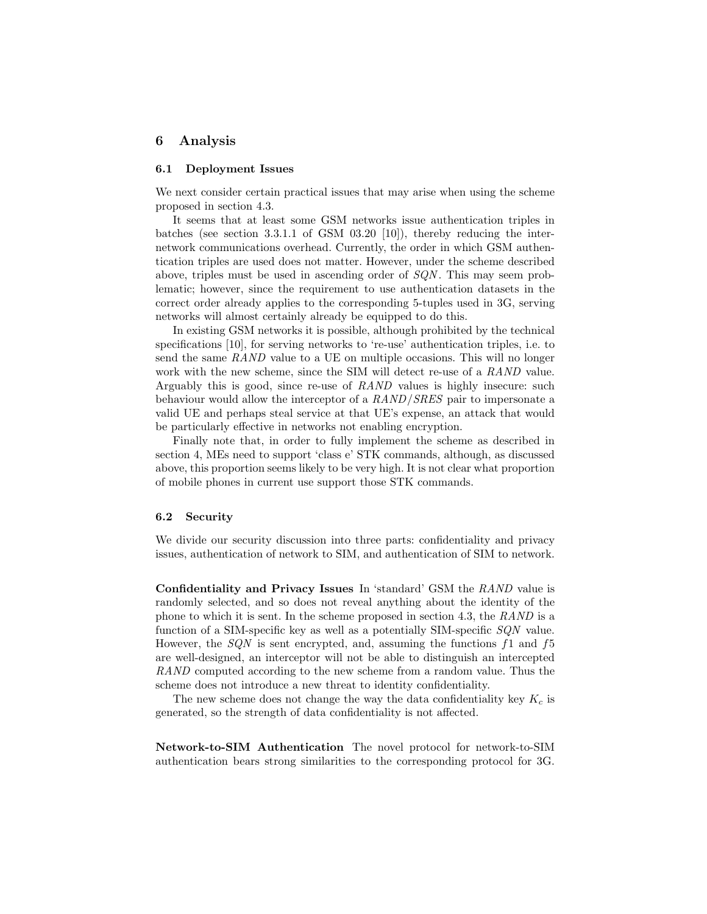## 6 Analysis

### 6.1 Deployment Issues

We next consider certain practical issues that may arise when using the scheme proposed in section 4.3.

It seems that at least some GSM networks issue authentication triples in batches (see section 3.3.1.1 of GSM 03.20 [10]), thereby reducing the inter-network communications overhead. Currently, the order in which GSM authentication triples are used does not matter. However, under the scheme described above, triples must be used in ascending order of *SQN*. This may seem problematic; however, since the requirement to use authentication datasets in the correct order already applies to the corresponding 5-tuples used in 3G, serving networks will almost certainly already be equipped to do this.

In existing GSM networks it is possible, although prohibited by the technical specifications [10], for serving networks to 're-use' authentication triples, i.e. to send the same *RAND* value to a UE on multiple occasions. This will no longer work with the new scheme, since the SIM will detect re-use of a *RAND* value. Arguably this is good, since re-use of *RAND* values is highly insecure: such behaviour would allow the interceptor of a *RAND*/*SRES* pair to impersonate a valid UE and perhaps steal service at that UE's expense, an attack that would be particularly effective in networks not enabling encryption.

Finally note that, in order to fully implement the scheme as described in section 4, MEs need to support 'class e' STK commands, although, as discussed above, this proportion seems likely to be very high. It is not clear what proportion of mobile phones in current use support those STK commands.

### 6.2 Security

We divide our security discussion into three parts: confidentiality and privacy issues, authentication of network to SIM, and authentication of SIM to network.

**Confidentiality and Privacy Issues** In 'standard' GSM the *RAND* value is randomly selected, and so does not reveal anything about the identity of the phone to which it is sent. In the scheme proposed in section 4.3, the *RAND* is a function of a SIM-specific key as well as a potentially SIM-specific *SQN* value. However, the *SQN* is sent encrypted, and, assuming the functions $f1$ and $f5$ are well-designed, an interceptor will not be able to distinguish an intercepted *RAND* computed according to the new scheme from a random value. Thus the scheme does not introduce a new threat to identity confidentiality.

The new scheme does not change the way the data confidentiality key $K_c$ is generated, so the strength of data confidentiality is not affected.

**Network-to-SIM Authentication** The novel protocol for network-to-SIM authentication bears strong similarities to the corresponding protocol for 3G.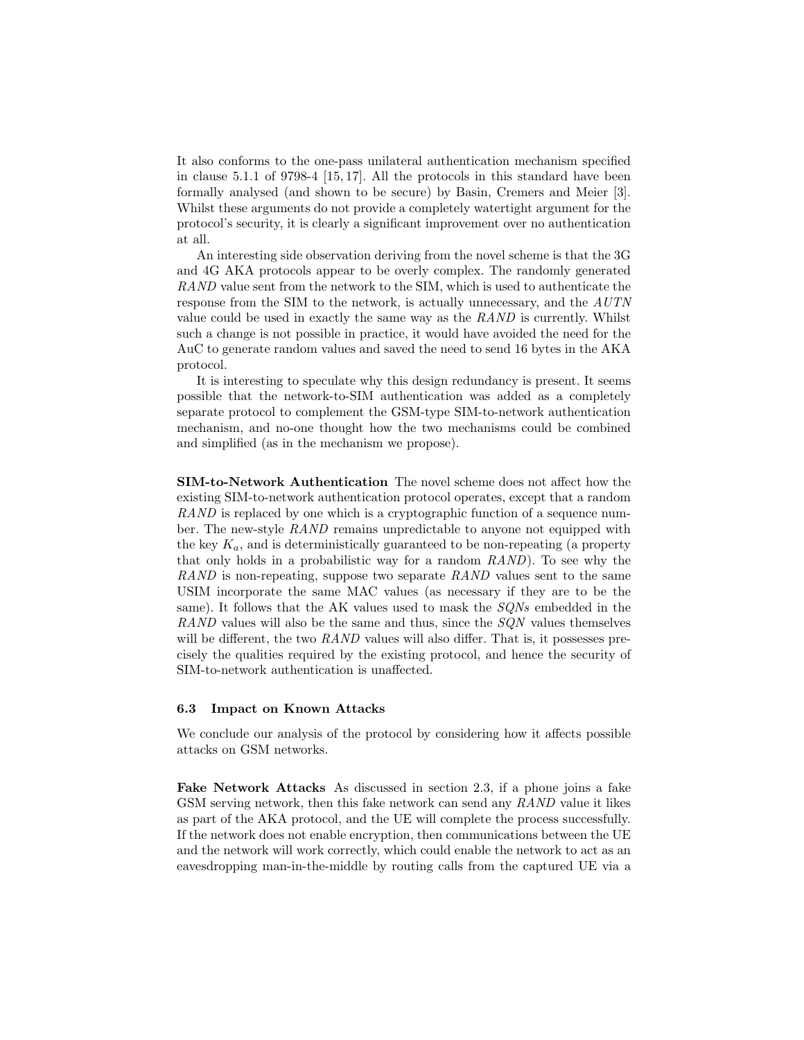It also conforms to the one-pass unilateral authentication mechanism specified in clause 5.1.1 of 9798-4 [15, 17]. All the protocols in this standard have been formally analysed (and shown to be secure) by Basin, Cremers and Meier [3]. Whilst these arguments do not provide a completely watertight argument for the protocol's security, it is clearly a significant improvement over no authentication at all.

An interesting side observation deriving from the novel scheme is that the 3G and 4G AKA protocols appear to be overly complex. The randomly generated *RAND* value sent from the network to the SIM, which is used to authenticate the response from the SIM to the network, is actually unnecessary, and the *AUTN* value could be used in exactly the same way as the *RAND* is currently. Whilst such a change is not possible in practice, it would have avoided the need for the AuC to generate random values and saved the need to send 16 bytes in the AKA protocol.

It is interesting to speculate why this design redundancy is present. It seems possible that the network-to-SIM authentication was added as a completely separate protocol to complement the GSM-type SIM-to-network authentication mechanism, and no-one thought how the two mechanisms could be combined and simplified (as in the mechanism we propose).

**SIM-to-Network Authentication** The novel scheme does not affect how the existing SIM-to-network authentication protocol operates, except that a random *RAND* is replaced by one which is a cryptographic function of a sequence number. The new-style *RAND* remains unpredictable to anyone not equipped with the key $K_a$, and is deterministically guaranteed to be non-repeating (a property that only holds in a probabilistic way for a random *RAND*). To see why the *RAND* is non-repeating, suppose two separate *RAND* values sent to the same USIM incorporate the same MAC values (as necessary if they are to be the same). It follows that the AK values used to mask the *SQNs* embedded in the *RAND* values will also be the same and thus, since the *SQN* values themselves will be different, the two *RAND* values will also differ. That is, it possesses precisely the qualities required by the existing protocol, and hence the security of SIM-to-network authentication is unaffected.

### 6.3 Impact on Known Attacks

We conclude our analysis of the protocol by considering how it affects possible attacks on GSM networks.

**Fake Network Attacks** As discussed in section 2.3, if a phone joins a fake GSM serving network, then this fake network can send any *RAND* value it likes as part of the AKA protocol, and the UE will complete the process successfully. If the network does not enable encryption, then communications between the UE and the network will work correctly, which could enable the network to act as an eavesdropping man-in-the-middle by routing calls from the captured UE via a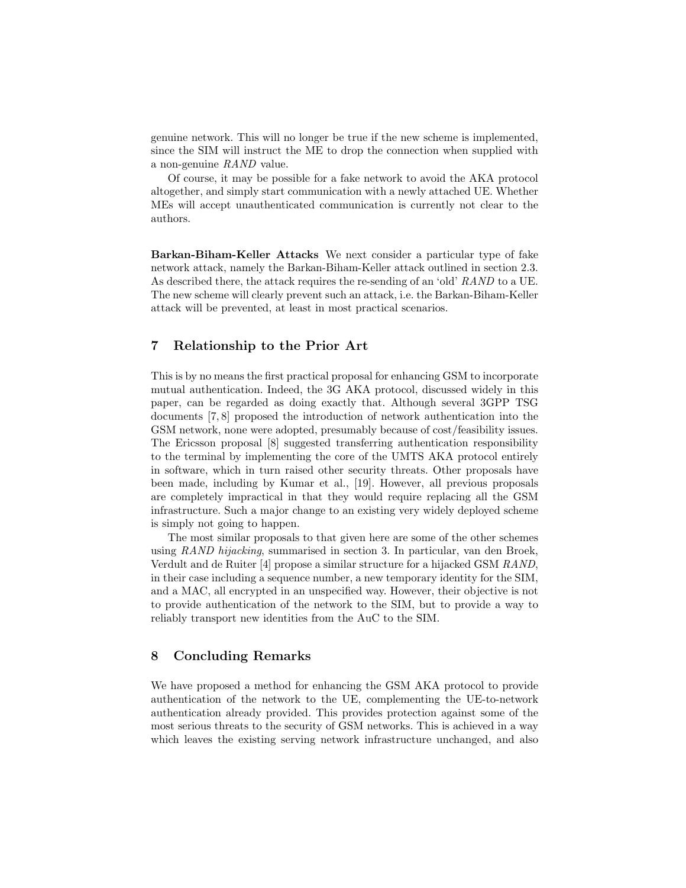genuine network. This will no longer be true if the new scheme is implemented, since the SIM will instruct the ME to drop the connection when supplied with a non-genuine *RAND* value.

Of course, it may be possible for a fake network to avoid the AKA protocol altogether, and simply start communication with a newly attached UE. Whether MEs will accept unauthenticated communication is currently not clear to the authors.

**Barkan-Biham-Keller Attacks** We next consider a particular type of fake network attack, namely the Barkan-Biham-Keller attack outlined in section 2.3. As described there, the attack requires the re-sending of an 'old' *RAND* to a UE. The new scheme will clearly prevent such an attack, i.e. the Barkan-Biham-Keller attack will be prevented, at least in most practical scenarios.

## 7 Relationship to the Prior Art

This is by no means the first practical proposal for enhancing GSM to incorporate mutual authentication. Indeed, the 3G AKA protocol, discussed widely in this paper, can be regarded as doing exactly that. Although several 3GPP TSG documents [7, 8] proposed the introduction of network authentication into the GSM network, none were adopted, presumably because of cost/feasibility issues. The Ericsson proposal [8] suggested transferring authentication responsibility to the terminal by implementing the core of the UMTS AKA protocol entirely in software, which in turn raised other security threats. Other proposals have been made, including by Kumar et al., [19]. However, all previous proposals are completely impractical in that they would require replacing all the GSM infrastructure. Such a major change to an existing very widely deployed scheme is simply not going to happen.

The most similar proposals to that given here are some of the other schemes using *RAND hijacking*, summarised in section 3. In particular, van den Broek, Verdult and de Ruiter [4] propose a similar structure for a hijacked GSM *RAND*, in their case including a sequence number, a new temporary identity for the SIM, and a MAC, all encrypted in an unspecified way. However, their objective is not to provide authentication of the network to the SIM, but to provide a way to reliably transport new identities from the AuC to the SIM.

## 8 Concluding Remarks

We have proposed a method for enhancing the GSM AKA protocol to provide authentication of the network to the UE, complementing the UE-to-network authentication already provided. This provides protection against some of the most serious threats to the security of GSM networks. This is achieved in a way which leaves the existing serving network infrastructure unchanged, and also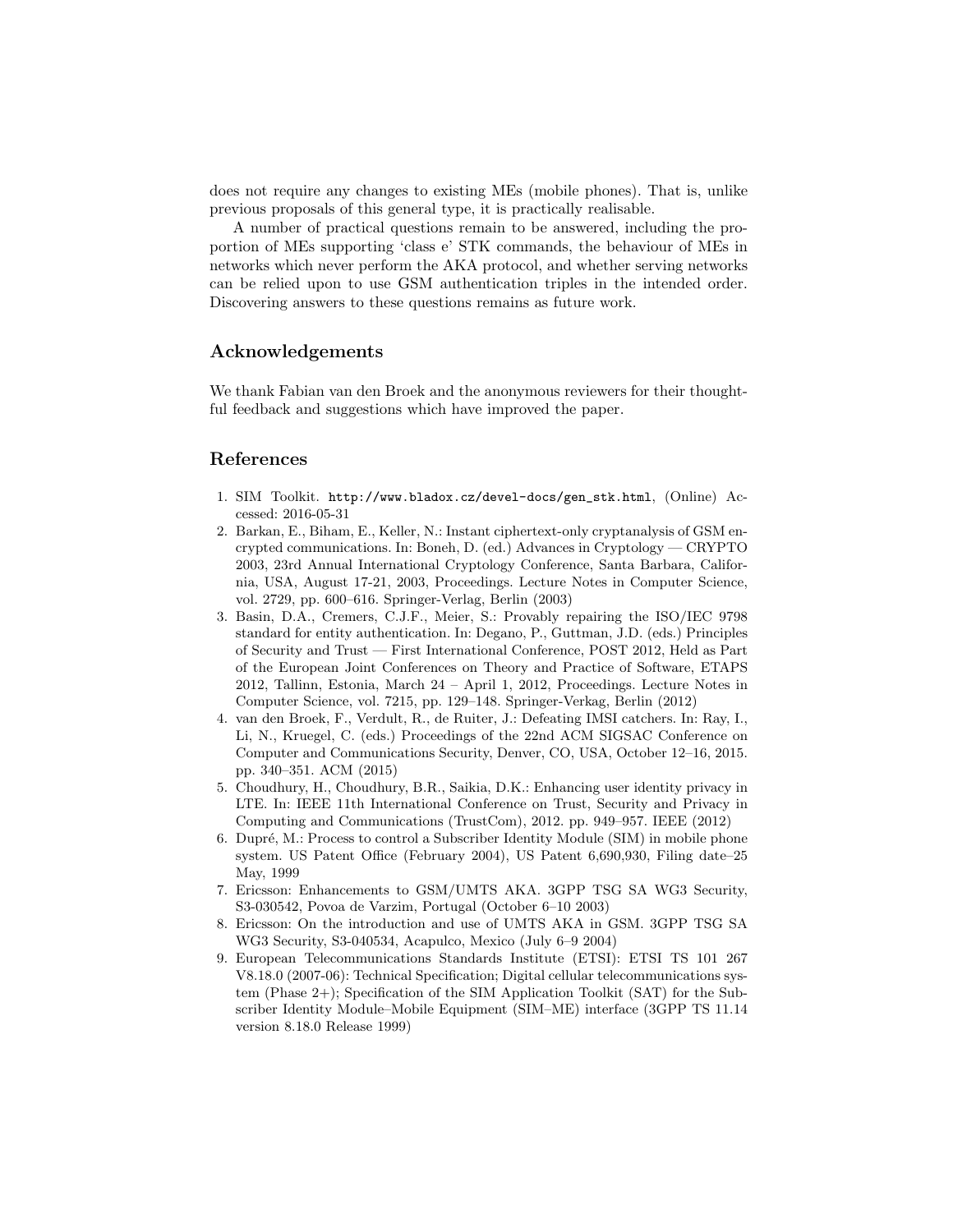does not require any changes to existing MEs (mobile phones). That is, unlike previous proposals of this general type, it is practically realisable.

A number of practical questions remain to be answered, including the proportion of MEs supporting 'class e' STK commands, the behaviour of MEs in networks which never perform the AKA protocol, and whether serving networks can be relied upon to use GSM authentication triples in the intended order. Discovering answers to these questions remains as future work.

## Acknowledgements

We thank Fabian van den Broek and the anonymous reviewers for their thoughtful feedback and suggestions which have improved the paper.

## References

1. SIM Toolkit. `http://www.bladox.cz/devel-docs/gen_stk.html`, (Online) Accessed: 2016-05-31
2. Barkan, E., Biham, E., Keller, N.: Instant ciphertext-only cryptanalysis of GSM encrypted communications. In: Boneh, D. (ed.) Advances in Cryptology — CRYPTO 2003, 23rd Annual International Cryptology Conference, Santa Barbara, California, USA, August 17-21, 2003, Proceedings. Lecture Notes in Computer Science, vol. 2729, pp. 600–616. Springer-Verlag, Berlin (2003)
3. Basin, D.A., Cremers, C.J.F., Meier, S.: Provably repairing the ISO/IEC 9798 standard for entity authentication. In: Degano, P., Guttman, J.D. (eds.) Principles of Security and Trust — First International Conference, POST 2012, Held as Part of the European Joint Conferences on Theory and Practice of Software, ETAPS 2012, Tallinn, Estonia, March 24 – April 1, 2012, Proceedings. Lecture Notes in Computer Science, vol. 7215, pp. 129–148. Springer-Verkag, Berlin (2012)
4. van den Broek, F., Verdult, R., de Ruiter, J.: Defeating IMSI catchers. In: Ray, I., Li, N., Kruegel, C. (eds.) Proceedings of the 22nd ACM SIGSAC Conference on Computer and Communications Security, Denver, CO, USA, October 12–16, 2015. pp. 340–351. ACM (2015)
5. Choudhury, H., Choudhury, B.R., Saikia, D.K.: Enhancing user identity privacy in LTE. In: IEEE 11th International Conference on Trust, Security and Privacy in Computing and Communications (TrustCom), 2012. pp. 949–957. IEEE (2012)
6. Dupré, M.: Process to control a Subscriber Identity Module (SIM) in mobile phone system. US Patent Office (February 2004), US Patent 6,690,930, Filing date–25 May, 1999
7. Ericsson: Enhancements to GSM/UMTS AKA. 3GPP TSG SA WG3 Security, S3-030542, Povoa de Varzim, Portugal (October 6–10 2003)
8. Ericsson: On the introduction and use of UMTS AKA in GSM. 3GPP TSG SA WG3 Security, S3-040534, Acapulco, Mexico (July 6–9 2004)
9. European Telecommunications Standards Institute (ETSI): ETSI TS 101 267 V8.18.0 (2007-06): Technical Specification; Digital cellular telecommunications system (Phase 2+); Specification of the SIM Application Toolkit (SAT) for the Subscriber Identity Module–Mobile Equipment (SIM–ME) interface (3GPP TS 11.14 version 8.18.0 Release 1999)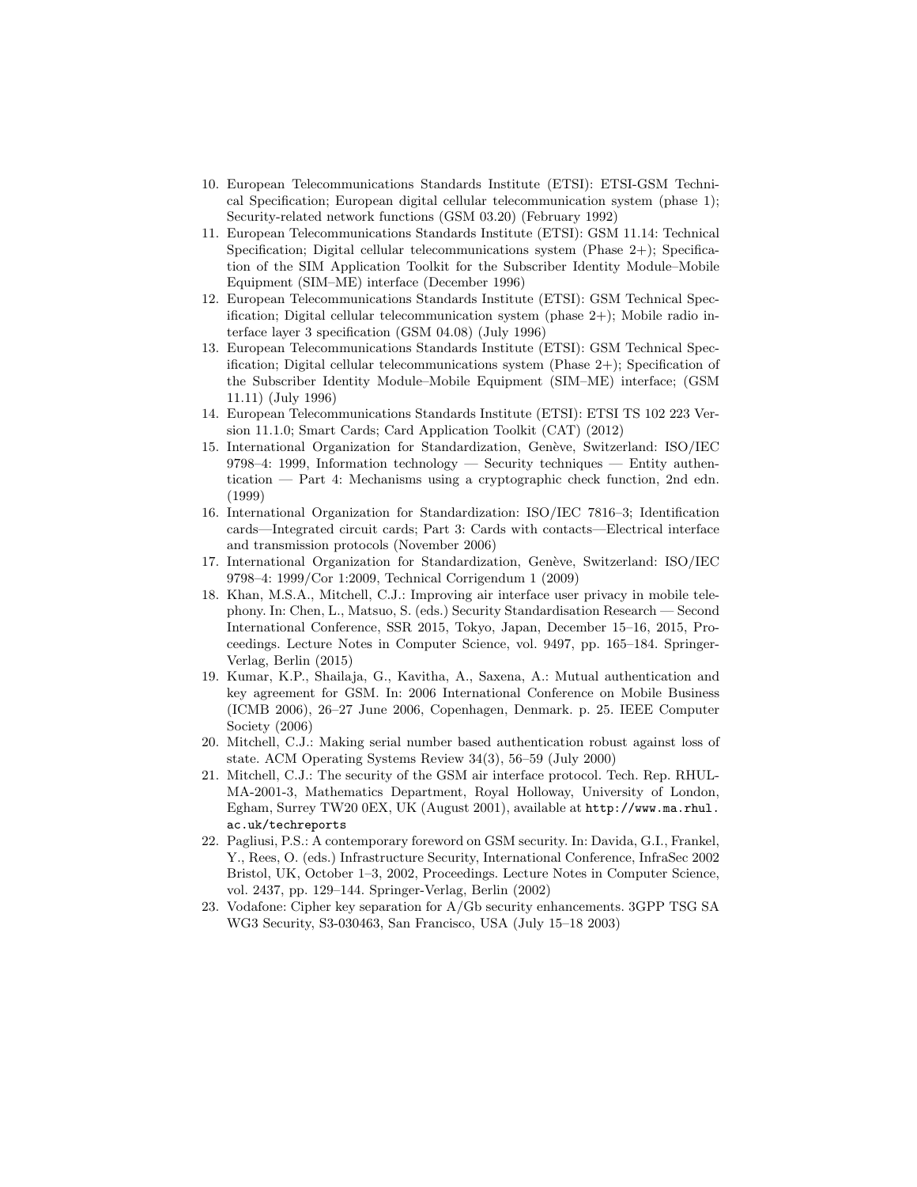10. European Telecommunications Standards Institute (ETSI): ETSI-GSM Technical Specification; European digital cellular telecommunication system (phase 1); Security-related network functions (GSM 03.20) (February 1992)
11. European Telecommunications Standards Institute (ETSI): GSM 11.14: Technical Specification; Digital cellular telecommunications system (Phase 2+); Specification of the SIM Application Toolkit for the Subscriber Identity Module–Mobile Equipment (SIM–ME) interface (December 1996)
12. European Telecommunications Standards Institute (ETSI): GSM Technical Specification; Digital cellular telecommunication system (phase 2+); Mobile radio interface layer 3 specification (GSM 04.08) (July 1996)
13. European Telecommunications Standards Institute (ETSI): GSM Technical Specification; Digital cellular telecommunications system (Phase 2+); Specification of the Subscriber Identity Module–Mobile Equipment (SIM–ME) interface; (GSM 11.11) (July 1996)
14. European Telecommunications Standards Institute (ETSI): ETSI TS 102 223 Version 11.1.0; Smart Cards; Card Application Toolkit (CAT) (2012)
15. International Organization for Standardization, Genève, Switzerland: ISO/IEC 9798–4: 1999, Information technology — Security techniques — Entity authentication — Part 4: Mechanisms using a cryptographic check function, 2nd edn. (1999)
16. International Organization for Standardization: ISO/IEC 7816–3; Identification cards—Integrated circuit cards; Part 3: Cards with contacts—Electrical interface and transmission protocols (November 2006)
17. International Organization for Standardization, Genève, Switzerland: ISO/IEC 9798–4: 1999/Cor 1:2009, Technical Corrigendum 1 (2009)
18. Khan, M.S.A., Mitchell, C.J.: Improving air interface user privacy in mobile telephony. In: Chen, L., Matsuo, S. (eds.) Security Standardisation Research — Second International Conference, SSR 2015, Tokyo, Japan, December 15–16, 2015, Proceedings. Lecture Notes in Computer Science, vol. 9497, pp. 165–184. Springer-Verlag, Berlin (2015)
19. Kumar, K.P., Shailaja, G., Kavitha, A., Saxena, A.: Mutual authentication and key agreement for GSM. In: 2006 International Conference on Mobile Business (ICMB 2006), 26–27 June 2006, Copenhagen, Denmark. p. 25. IEEE Computer Society (2006)
20. Mitchell, C.J.: Making serial number based authentication robust against loss of state. ACM Operating Systems Review 34(3), 56–59 (July 2000)
21. Mitchell, C.J.: The security of the GSM air interface protocol. Tech. Rep. RHUL-MA-2001-3, Mathematics Department, Royal Holloway, University of London, Egham, Surrey TW20 0EX, UK (August 2001), available at http://www.ma.rhul.ac.uk/techreports
22. Pagliusi, P.S.: A contemporary foreword on GSM security. In: Davida, G.I., Frankel, Y., Rees, O. (eds.) Infrastructure Security, International Conference, InfraSec 2002 Bristol, UK, October 1–3, 2002, Proceedings. Lecture Notes in Computer Science, vol. 2437, pp. 129–144. Springer-Verlag, Berlin (2002)
23. Vodafone: Cipher key separation for A/Gb security enhancements. 3GPP TSG SA WG3 Security, S3-030463, San Francisco, USA (July 15–18 2003)